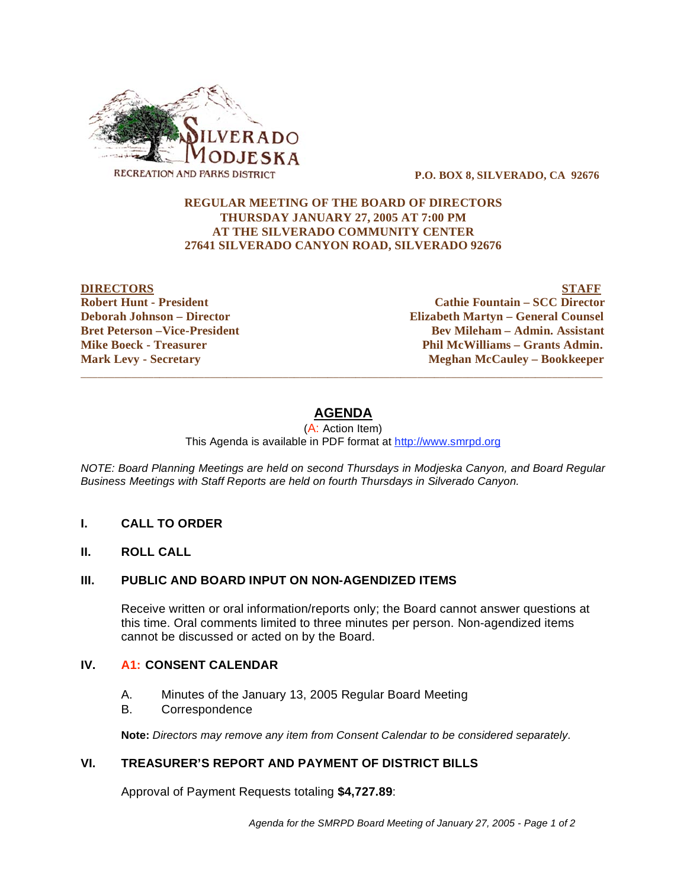SILVERADO MODJESKA RECREATION AND PARKS DISTRICT

**P.O. BOX 8, SILVERADO, CA 92676**

**REGULAR MEETING OF THE BOARD OF DIRECTORS**
**THURSDAY JANUARY 27, 2005 AT 7:00 PM**
**AT THE SILVERADO COMMUNITY CENTER**
**27641 SILVERADO CANYON ROAD, SILVERADO 92676**

| **DIRECTORS** | **STAFF** |
|---|---|
| **Robert Hunt - President** | **Cathie Fountain – SCC Director** |
| **Deborah Johnson – Director** | **Elizabeth Martyn – General Counsel** |
| **Bret Peterson –Vice-President** | **Bev Mileham – Admin. Assistant** |
| **Mike Boeck - Treasurer** | **Phil McWilliams – Grants Admin.** |
| **Mark Levy - Secretary** | **Meghan McCauley – Bookkeeper** |

---

# AGENDA

(A: Action Item)
This Agenda is available in PDF format at http://www.smrpd.org

*NOTE: Board Planning Meetings are held on second Thursdays in Modjeska Canyon, and Board Regular Business Meetings with Staff Reports are held on fourth Thursdays in Silverado Canyon.*

**I. CALL TO ORDER**

**II. ROLL CALL**

**III. PUBLIC AND BOARD INPUT ON NON-AGENDIZED ITEMS**

Receive written or oral information/reports only; the Board cannot answer questions at this time. Oral comments limited to three minutes per person. Non-agendized items cannot be discussed or acted on by the Board.

**IV. A1: CONSENT CALENDAR**

A. Minutes of the January 13, 2005 Regular Board Meeting
B. Correspondence

**Note:** *Directors may remove any item from Consent Calendar to be considered separately.*

**VI. TREASURER'S REPORT AND PAYMENT OF DISTRICT BILLS**

Approval of Payment Requests totaling **$4,727.89**: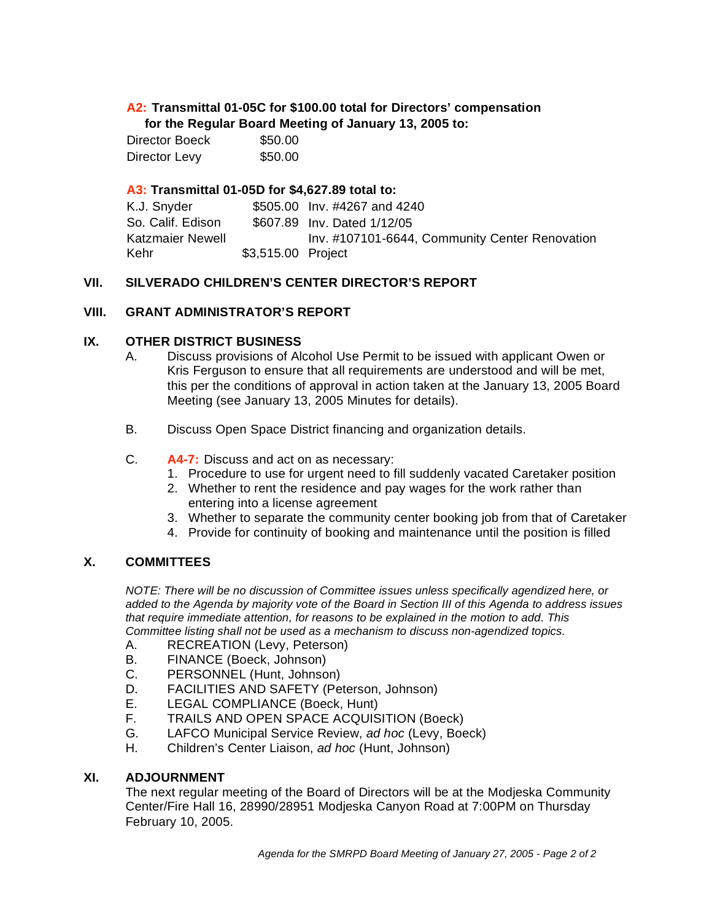**A2: Transmittal 01-05C for $100.00 total for Directors' compensation for the Regular Board Meeting of January 13, 2005 to:**

| | |
|---|---|
| Director Boeck | $50.00 |
| Director Levy | $50.00 |

**A3: Transmittal 01-05D for $4,627.89 total to:**

| | | |
|---|---|---|
| K.J. Snyder | $505.00 | Inv. #4267 and 4240 |
| So. Calif. Edison | $607.89 | Inv. Dated 1/12/05 |
| Katzmaier Newell Kehr | $3,515.00 | Inv. #107101-6644, Community Center Renovation Project |

## VII. SILVERADO CHILDREN'S CENTER DIRECTOR'S REPORT

## VIII. GRANT ADMINISTRATOR'S REPORT

## IX. OTHER DISTRICT BUSINESS

A. Discuss provisions of Alcohol Use Permit to be issued with applicant Owen or Kris Ferguson to ensure that all requirements are understood and will be met, this per the conditions of approval in action taken at the January 13, 2005 Board Meeting (see January 13, 2005 Minutes for details).

B. Discuss Open Space District financing and organization details.

C. **A4-7:** Discuss and act on as necessary:
1. Procedure to use for urgent need to fill suddenly vacated Caretaker position
2. Whether to rent the residence and pay wages for the work rather than entering into a license agreement
3. Whether to separate the community center booking job from that of Caretaker
4. Provide for continuity of booking and maintenance until the position is filled

## X. COMMITTEES

*NOTE: There will be no discussion of Committee issues unless specifically agendized here, or added to the Agenda by majority vote of the Board in Section III of this Agenda to address issues that require immediate attention, for reasons to be explained in the motion to add. This Committee listing shall not be used as a mechanism to discuss non-agendized topics.*

A. RECREATION (Levy, Peterson)
B. FINANCE (Boeck, Johnson)
C. PERSONNEL (Hunt, Johnson)
D. FACILITIES AND SAFETY (Peterson, Johnson)
E. LEGAL COMPLIANCE (Boeck, Hunt)
F. TRAILS AND OPEN SPACE ACQUISITION (Boeck)
G. LAFCO Municipal Service Review, *ad hoc* (Levy, Boeck)
H. Children's Center Liaison, *ad hoc* (Hunt, Johnson)

## XI. ADJOURNMENT

The next regular meeting of the Board of Directors will be at the Modjeska Community Center/Fire Hall 16, 28990/28951 Modjeska Canyon Road at 7:00PM on Thursday February 10, 2005.